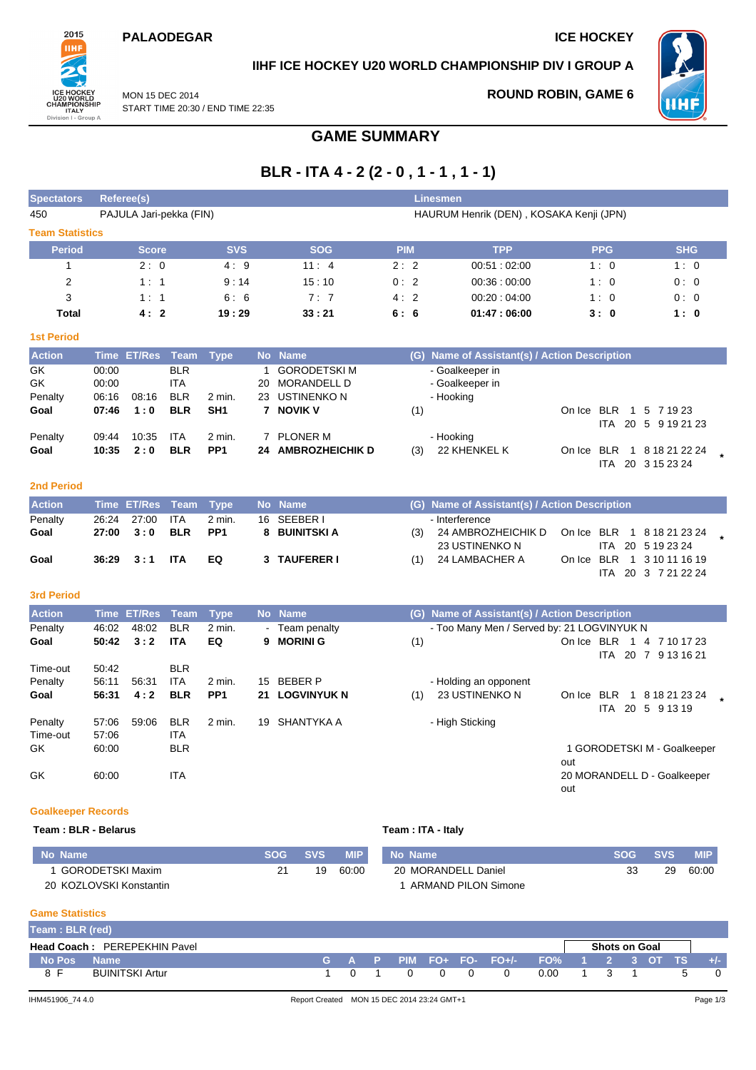PALAODEGAR

ICE HOCKEY

IIHF ICE HOCKEY U20 WORLD CHAMPIONSHIP DIV I GROUP A

MON 15 DEC 2014
START TIME 20:30 / END TIME 22:35

ROUND ROBIN, GAME 6

# GAME SUMMARY

## BLR - ITA 4 - 2 (2 - 0 , 1 - 1 , 1 - 1)

| Spectators | Referee(s) | Linesmen |
|---|---|---|
| 450 | PAJULA Jari-pekka (FIN) | HAURUM Henrik (DEN) , KOSAKA Kenji (JPN) |

### Team Statistics

| Period | Score | SVS | SOG | PIM | TPP | PPG | SHG |
|---|---|---|---|---|---|---|---|
| 1 | 2 : 0 | 4 : 9 | 11 : 4 | 2 : 2 | 00:51 : 02:00 | 1 : 0 | 1 : 0 |
| 2 | 1 : 1 | 9 : 14 | 15 : 10 | 0 : 2 | 00:36 : 00:00 | 1 : 0 | 0 : 0 |
| 3 | 1 : 1 | 6 : 6 | 7 : 7 | 4 : 2 | 00:20 : 04:00 | 1 : 0 | 0 : 0 |
| **Total** | **4 : 2** | **19 : 29** | **33 : 21** | **6 : 6** | **01:47 : 06:00** | **3 : 0** | **1 : 0** |

### 1st Period

| Action | Time | ET/Res | Team | Type | No | Name | (G) | Name of Assistant(s) / Action Description | On Ice | |
|---|---|---|---|---|---|---|---|---|---|---|
| GK | 00:00 | | BLR | | 1 | GORODETSKI M | | - Goalkeeper in | | |
| GK | 00:00 | | ITA | | 20 | MORANDELL D | | - Goalkeeper in | | |
| Penalty | 06:16 | 08:16 | BLR | 2 min. | 23 | USTINENKO N | | - Hooking | | |
| **Goal** | **07:46** | **1 : 0** | **BLR** | **SH1** | **7** | **NOVIK V** | (1) | | On Ice BLR 1 5 7 19 23 / ITA 20 5 9 19 21 23 | |
| Penalty | 09:44 | 10:35 | ITA | 2 min. | 7 | PLONER M | | - Hooking | | |
| **Goal** | **10:35** | **2 : 0** | **BLR** | **PP1** | **24** | **AMBROZHEICHIK D** | (3) | 22 KHENKEL K | On Ice BLR 1 8 18 21 22 24 / ITA 20 3 15 23 24 | * |

### 2nd Period

| Action | Time | ET/Res | Team | Type | No | Name | (G) | Name of Assistant(s) / Action Description | On Ice | |
|---|---|---|---|---|---|---|---|---|---|---|
| Penalty | 26:24 | 27:00 | ITA | 2 min. | 16 | SEEBER I | | - Interference | | |
| **Goal** | **27:00** | **3 : 0** | **BLR** | **PP1** | **8** | **BUINITSKI A** | (3) | 24 AMBROZHEICHIK D, 23 USTINENKO N | On Ice BLR 1 8 18 21 23 24 / ITA 20 5 19 23 24 | * |
| **Goal** | **36:29** | **3 : 1** | **ITA** | **EQ** | **3** | **TAUFERER I** | (1) | 24 LAMBACHER A | On Ice BLR 1 3 10 11 16 19 / ITA 20 3 7 21 22 24 | |

### 3rd Period

| Action | Time | ET/Res | Team | Type | No | Name | (G) | Name of Assistant(s) / Action Description | On Ice | |
|---|---|---|---|---|---|---|---|---|---|---|
| Penalty | 46:02 | 48:02 | BLR | 2 min. | - | Team penalty | | - Too Many Men / Served by: 21 LOGVINYUK N | | |
| **Goal** | **50:42** | **3 : 2** | **ITA** | **EQ** | **9** | **MORINI G** | (1) | | On Ice BLR 1 4 7 10 17 23 / ITA 20 7 9 13 16 21 | |
| Time-out | 50:42 | | BLR | | | | | | | |
| Penalty | 56:11 | 56:31 | ITA | 2 min. | 15 | BEBER P | | - Holding an opponent | | |
| **Goal** | **56:31** | **4 : 2** | **BLR** | **PP1** | **21** | **LOGVINYUK N** | (1) | 23 USTINENKO N | On Ice BLR 1 8 18 21 23 24 / ITA 20 5 9 13 19 | * |
| Penalty | 57:06 | 59:06 | BLR | 2 min. | 19 | SHANTYKA A | | - High Sticking | | |
| Time-out | 57:06 | | ITA | | | | | | | |
| GK | 60:00 | | BLR | | | | | | 1 GORODETSKI M - Goalkeeper out | |
| GK | 60:00 | | ITA | | | | | | 20 MORANDELL D - Goalkeeper out | |

### Goalkeeper Records

**Team : BLR - Belarus**

| No | Name | SOG | SVS | MIP |
|---|---|---|---|---|
| 1 | GORODETSKI Maxim | 21 | 19 | 60:00 |
| 20 | KOZLOVSKI Konstantin | | | |

**Team : ITA - Italy**

| No | Name | SOG | SVS | MIP |
|---|---|---|---|---|
| 20 | MORANDELL Daniel | 33 | 29 | 60:00 |
| 1 | ARMAND PILON Simone | | | |

### Game Statistics

**Team : BLR (red)**

**Head Coach :** PEREPEKHIN Pavel

| No | Pos | Name | G | A | P | PIM | FO+ | FO- | FO+/- | FO% | SOG 1 | SOG 2 | SOG 3 | SOG OT | SOG TS | +/- |
|---|---|---|---|---|---|---|---|---|---|---|---|---|---|---|---|---|
| 8 | F | BUINITSKI Artur | 1 | 0 | 1 | 0 | 0 | 0 | 0 | 0.00 | 1 | 3 | 1 | | 5 | 0 |

IHM451906_74 4.0 Report Created MON 15 DEC 2014 23:24 GMT+1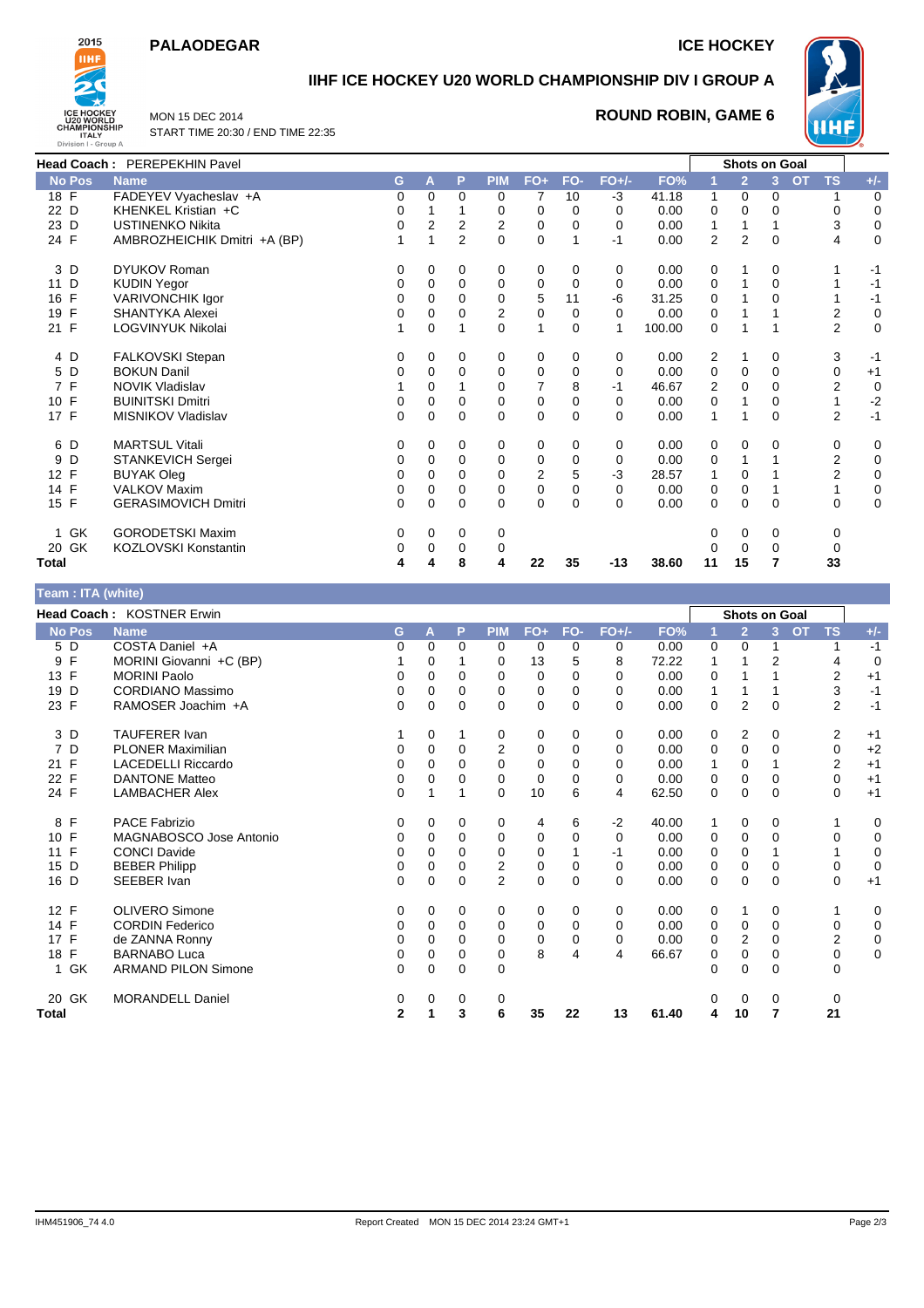# PALAODEGAR

ICE HOCKEY

## IIHF ICE HOCKEY U20 WORLD CHAMPIONSHIP DIV I GROUP A

MON 15 DEC 2014
START TIME 20:30 / END TIME 22:35

### ROUND ROBIN, GAME 6

**Head Coach :** PEREPEKHIN Pavel

| No | Pos | Name | G | A | P | PIM | FO+ | FO- | FO+/- | FO% | 1 | 2 | 3 | OT | TS | +/- |
|---|---|---|---|---|---|---|---|---|---|---|---|---|---|---|---|---|
| 18 | F | FADEYEV Vyacheslav +A | 0 | 0 | 0 | 0 | 7 | 10 | -3 | 41.18 | 1 | 0 | 0 | | 1 | 0 |
| 22 | D | KHENKEL Kristian +C | 0 | 1 | 1 | 0 | 0 | 0 | 0 | 0.00 | 0 | 0 | 0 | | 0 | 0 |
| 23 | D | USTINENKO Nikita | 0 | 2 | 2 | 2 | 0 | 0 | 0 | 0.00 | 1 | 1 | 1 | | 3 | 0 |
| 24 | F | AMBROZHEICHIK Dmitri +A (BP) | 1 | 1 | 2 | 0 | 0 | 1 | -1 | 0.00 | 2 | 2 | 0 | | 4 | 0 |
| 3 | D | DYUKOV Roman | 0 | 0 | 0 | 0 | 0 | 0 | 0 | 0.00 | 0 | 1 | 0 | | 1 | -1 |
| 11 | D | KUDIN Yegor | 0 | 0 | 0 | 0 | 0 | 0 | 0 | 0.00 | 0 | 1 | 0 | | 1 | -1 |
| 16 | F | VARIVONCHIK Igor | 0 | 0 | 0 | 0 | 5 | 11 | -6 | 31.25 | 0 | 1 | 0 | | 1 | -1 |
| 19 | F | SHANTYKA Alexei | 0 | 0 | 0 | 2 | 0 | 0 | 0 | 0.00 | 0 | 1 | 1 | | 2 | 0 |
| 21 | F | LOGVINYUK Nikolai | 1 | 0 | 1 | 0 | 1 | 0 | 1 | 100.00 | 0 | 1 | 1 | | 2 | 0 |
| 4 | D | FALKOVSKI Stepan | 0 | 0 | 0 | 0 | 0 | 0 | 0 | 0.00 | 2 | 1 | 0 | | 3 | -1 |
| 5 | D | BOKUN Danil | 0 | 0 | 0 | 0 | 0 | 0 | 0 | 0.00 | 0 | 0 | 0 | | 0 | +1 |
| 7 | F | NOVIK Vladislav | 1 | 0 | 1 | 0 | 7 | 8 | -1 | 46.67 | 2 | 0 | 0 | | 2 | 0 |
| 10 | F | BUINITSKI Dmitri | 0 | 0 | 0 | 0 | 0 | 0 | 0 | 0.00 | 0 | 1 | 0 | | 1 | -2 |
| 17 | F | MISNIKOV Vladislav | 0 | 0 | 0 | 0 | 0 | 0 | 0 | 0.00 | 1 | 1 | 0 | | 2 | -1 |
| 6 | D | MARTSUL Vitali | 0 | 0 | 0 | 0 | 0 | 0 | 0 | 0.00 | 0 | 0 | 0 | | 0 | 0 |
| 9 | D | STANKEVICH Sergei | 0 | 0 | 0 | 0 | 0 | 0 | 0 | 0.00 | 0 | 1 | 1 | | 2 | 0 |
| 12 | F | BUYAK Oleg | 0 | 0 | 0 | 0 | 2 | 5 | -3 | 28.57 | 1 | 0 | 1 | | 2 | 0 |
| 14 | F | VALKOV Maxim | 0 | 0 | 0 | 0 | 0 | 0 | 0 | 0.00 | 0 | 0 | 1 | | 1 | 0 |
| 15 | F | GERASIMOVICH Dmitri | 0 | 0 | 0 | 0 | 0 | 0 | 0 | 0.00 | 0 | 0 | 0 | | 0 | 0 |
| 1 | GK | GORODETSKI Maxim | 0 | 0 | 0 | 0 | | | | | 0 | 0 | 0 | | 0 | |
| 20 | GK | KOZLOVSKI Konstantin | 0 | 0 | 0 | 0 | | | | | 0 | 0 | 0 | | 0 | |
| **Total** | | | **4** | **4** | **8** | **4** | **22** | **35** | **-13** | **38.60** | **11** | **15** | **7** | | **33** | |

## Team : ITA (white)

**Head Coach :** KOSTNER Erwin

| No | Pos | Name | G | A | P | PIM | FO+ | FO- | FO+/- | FO% | 1 | 2 | 3 | OT | TS | +/- |
|---|---|---|---|---|---|---|---|---|---|---|---|---|---|---|---|---|
| 5 | D | COSTA Daniel +A | 0 | 0 | 0 | 0 | 0 | 0 | 0 | 0.00 | 0 | 0 | 1 | | 1 | -1 |
| 9 | F | MORINI Giovanni +C (BP) | 1 | 0 | 1 | 0 | 13 | 5 | 8 | 72.22 | 1 | 1 | 2 | | 4 | 0 |
| 13 | F | MORINI Paolo | 0 | 0 | 0 | 0 | 0 | 0 | 0 | 0.00 | 0 | 1 | 1 | | 2 | +1 |
| 19 | D | CORDIANO Massimo | 0 | 0 | 0 | 0 | 0 | 0 | 0 | 0.00 | 1 | 1 | 1 | | 3 | -1 |
| 23 | F | RAMOSER Joachim +A | 0 | 0 | 0 | 0 | 0 | 0 | 0 | 0.00 | 0 | 2 | 0 | | 2 | -1 |
| 3 | D | TAUFERER Ivan | 1 | 0 | 1 | 0 | 0 | 0 | 0 | 0.00 | 0 | 2 | 0 | | 2 | +1 |
| 7 | D | PLONER Maximilian | 0 | 0 | 0 | 2 | 0 | 0 | 0 | 0.00 | 0 | 0 | 0 | | 0 | +2 |
| 21 | F | LACEDELLI Riccardo | 0 | 0 | 0 | 0 | 0 | 0 | 0 | 0.00 | 1 | 0 | 1 | | 2 | +1 |
| 22 | F | DANTONE Matteo | 0 | 0 | 0 | 0 | 0 | 0 | 0 | 0.00 | 0 | 0 | 0 | | 0 | +1 |
| 24 | F | LAMBACHER Alex | 0 | 1 | 1 | 0 | 10 | 6 | 4 | 62.50 | 0 | 0 | 0 | | 0 | +1 |
| 8 | F | PACE Fabrizio | 0 | 0 | 0 | 0 | 4 | 6 | -2 | 40.00 | 1 | 0 | 0 | | 1 | 0 |
| 10 | F | MAGNABOSCO Jose Antonio | 0 | 0 | 0 | 0 | 0 | 0 | 0 | 0.00 | 0 | 0 | 0 | | 0 | 0 |
| 11 | F | CONCI Davide | 0 | 0 | 0 | 0 | 0 | 1 | -1 | 0.00 | 0 | 0 | 1 | | 1 | 0 |
| 15 | D | BEBER Philipp | 0 | 0 | 0 | 2 | 0 | 0 | 0 | 0.00 | 0 | 0 | 0 | | 0 | 0 |
| 16 | D | SEEBER Ivan | 0 | 0 | 0 | 2 | 0 | 0 | 0 | 0.00 | 0 | 0 | 0 | | 0 | +1 |
| 12 | F | OLIVERO Simone | 0 | 0 | 0 | 0 | 0 | 0 | 0 | 0.00 | 0 | 1 | 0 | | 1 | 0 |
| 14 | F | CORDIN Federico | 0 | 0 | 0 | 0 | 0 | 0 | 0 | 0.00 | 0 | 0 | 0 | | 0 | 0 |
| 17 | F | de ZANNA Ronny | 0 | 0 | 0 | 0 | 0 | 0 | 0 | 0.00 | 0 | 2 | 0 | | 2 | 0 |
| 18 | F | BARNABO Luca | 0 | 0 | 0 | 0 | 8 | 4 | 4 | 66.67 | 0 | 0 | 0 | | 0 | 0 |
| 1 | GK | ARMAND PILON Simone | 0 | 0 | 0 | 0 | | | | | 0 | 0 | 0 | | 0 | |
| 20 | GK | MORANDELL Daniel | 0 | 0 | 0 | 0 | | | | | 0 | 0 | 0 | | 0 | |
| **Total** | | | **2** | **1** | **3** | **6** | **35** | **22** | **13** | **61.40** | **4** | **10** | **7** | | **21** | |

IHM451906_74 4.0 Report Created MON 15 DEC 2014 23:24 GMT+1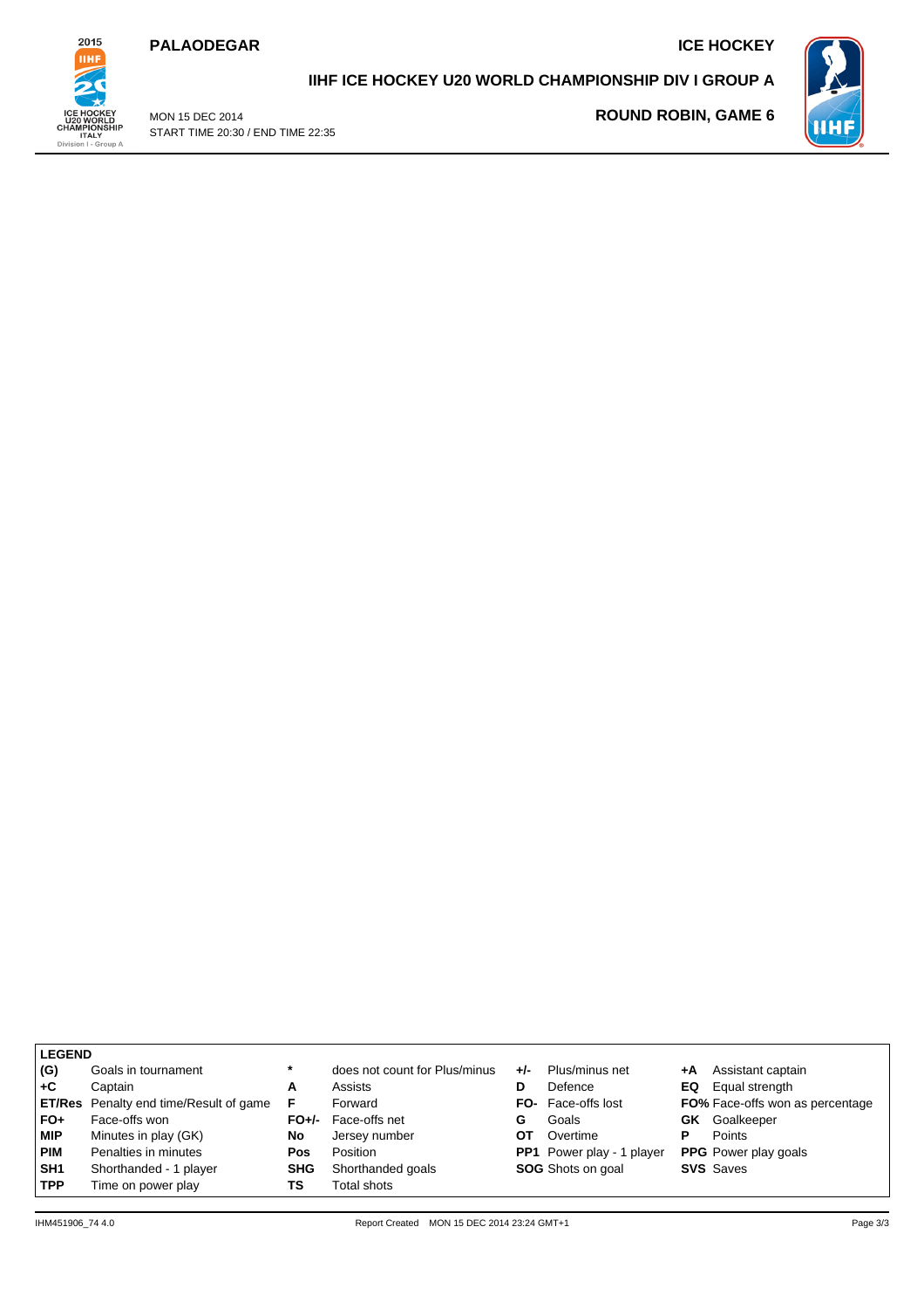**PALAODEGAR** **ICE HOCKEY**

**IIHF ICE HOCKEY U20 WORLD CHAMPIONSHIP DIV I GROUP A**

MON 15 DEC 2014
START TIME 20:30 / END TIME 22:35

**ROUND ROBIN, GAME 6**

| **LEGEND** | | | | | | | |
|---|---|---|---|---|---|---|---|
| **(G)** | Goals in tournament | **\*** | does not count for Plus/minus | **+/-** | Plus/minus net | **+A** | Assistant captain |
| **+C** | Captain | **A** | Assists | **D** | Defence | **EQ** | Equal strength |
| **ET/Res** | Penalty end time/Result of game | **F** | Forward | **FO-** | Face-offs lost | **FO%** | Face-offs won as percentage |
| **FO+** | Face-offs won | **FO+/-** | Face-offs net | **G** | Goals | **GK** | Goalkeeper |
| **MIP** | Minutes in play (GK) | **No** | Jersey number | **OT** | Overtime | **P** | Points |
| **PIM** | Penalties in minutes | **Pos** | Position | **PP1** | Power play - 1 player | **PPG** | Power play goals |
| **SH1** | Shorthanded - 1 player | **SHG** | Shorthanded goals | **SOG** | Shots on goal | **SVS** | Saves |
| **TPP** | Time on power play | **TS** | Total shots | | | | |

IHM451906_74 4.0 Report Created MON 15 DEC 2014 23:24 GMT+1